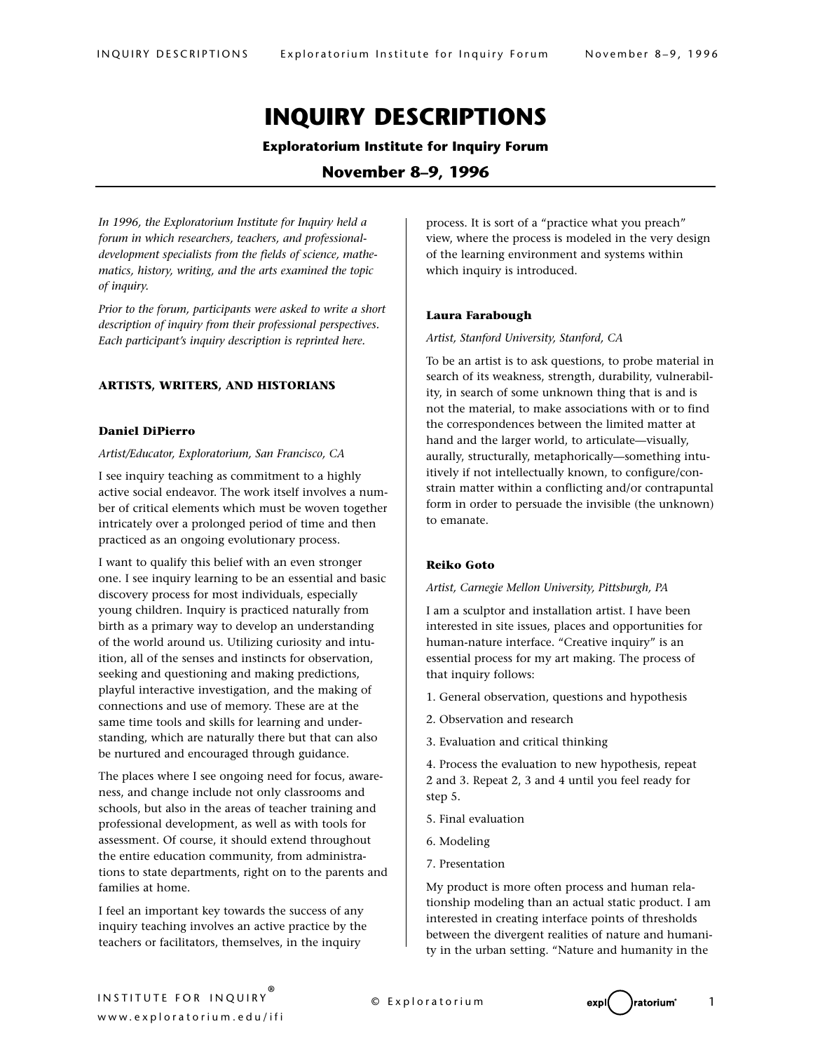# INQUIRY DESCRIPTIONS

**Exploratorium Institute for Inquiry Forum**

**November 8–9, 1996**

*In 1996, the Exploratorium Institute for Inquiry held a forum in which researchers, teachers, and professional-development specialists from the fields of science, mathematics, history, writing, and the arts examined the topic of inquiry.*

*Prior to the forum, participants were asked to write a short description of inquiry from their professional perspectives. Each participant's inquiry description is reprinted here.*

## ARTISTS, WRITERS, AND HISTORIANS

### Daniel DiPierro

*Artist/Educator, Exploratorium, San Francisco, CA*

I see inquiry teaching as commitment to a highly active social endeavor. The work itself involves a number of critical elements which must be woven together intricately over a prolonged period of time and then practiced as an ongoing evolutionary process.

I want to qualify this belief with an even stronger one. I see inquiry learning to be an essential and basic discovery process for most individuals, especially young children. Inquiry is practiced naturally from birth as a primary way to develop an understanding of the world around us. Utilizing curiosity and intuition, all of the senses and instincts for observation, seeking and questioning and making predictions, playful interactive investigation, and the making of connections and use of memory. These are at the same time tools and skills for learning and understanding, which are naturally there but that can also be nurtured and encouraged through guidance.

The places where I see ongoing need for focus, awareness, and change include not only classrooms and schools, but also in the areas of teacher training and professional development, as well as with tools for assessment. Of course, it should extend throughout the entire education community, from administrations to state departments, right on to the parents and families at home.

I feel an important key towards the success of any inquiry teaching involves an active practice by the teachers or facilitators, themselves, in the inquiry process. It is sort of a "practice what you preach" view, where the process is modeled in the very design of the learning environment and systems within which inquiry is introduced.

### Laura Farabough

*Artist, Stanford University, Stanford, CA*

To be an artist is to ask questions, to probe material in search of its weakness, strength, durability, vulnerability, in search of some unknown thing that is and is not the material, to make associations with or to find the correspondences between the limited matter at hand and the larger world, to articulate—visually, aurally, structurally, metaphorically—something intuitively if not intellectually known, to configure/constrain matter within a conflicting and/or contrapuntal form in order to persuade the invisible (the unknown) to emanate.

### Reiko Goto

*Artist, Carnegie Mellon University, Pittsburgh, PA*

I am a sculptor and installation artist. I have been interested in site issues, places and opportunities for human-nature interface. "Creative inquiry" is an essential process for my art making. The process of that inquiry follows:

1. General observation, questions and hypothesis
2. Observation and research
3. Evaluation and critical thinking
4. Process the evaluation to new hypothesis, repeat 2 and 3. Repeat 2, 3 and 4 until you feel ready for step 5.
5. Final evaluation
6. Modeling
7. Presentation

My product is more often process and human relationship modeling than an actual static product. I am interested in creating interface points of thresholds between the divergent realities of nature and humanity in the urban setting. "Nature and humanity in the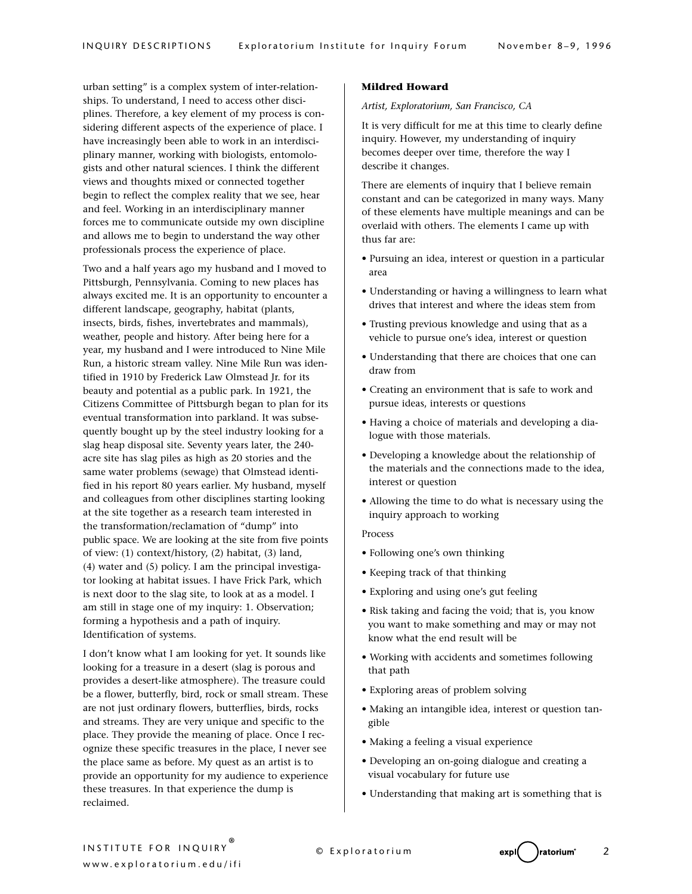urban setting" is a complex system of inter-relationships. To understand, I need to access other disciplines. Therefore, a key element of my process is considering different aspects of the experience of place. I have increasingly been able to work in an interdisciplinary manner, working with biologists, entomologists and other natural sciences. I think the different views and thoughts mixed or connected together begin to reflect the complex reality that we see, hear and feel. Working in an interdisciplinary manner forces me to communicate outside my own discipline and allows me to begin to understand the way other professionals process the experience of place.

Two and a half years ago my husband and I moved to Pittsburgh, Pennsylvania. Coming to new places has always excited me. It is an opportunity to encounter a different landscape, geography, habitat (plants, insects, birds, fishes, invertebrates and mammals), weather, people and history. After being here for a year, my husband and I were introduced to Nine Mile Run, a historic stream valley. Nine Mile Run was identified in 1910 by Frederick Law Olmstead Jr. for its beauty and potential as a public park. In 1921, the Citizens Committee of Pittsburgh began to plan for its eventual transformation into parkland. It was subsequently bought up by the steel industry looking for a slag heap disposal site. Seventy years later, the 240-acre site has slag piles as high as 20 stories and the same water problems (sewage) that Olmstead identified in his report 80 years earlier. My husband, myself and colleagues from other disciplines starting looking at the site together as a research team interested in the transformation/reclamation of "dump" into public space. We are looking at the site from five points of view: (1) context/history, (2) habitat, (3) land, (4) water and (5) policy. I am the principal investigator looking at habitat issues. I have Frick Park, which is next door to the slag site, to look at as a model. I am still in stage one of my inquiry: 1. Observation; forming a hypothesis and a path of inquiry. Identification of systems.

I don't know what I am looking for yet. It sounds like looking for a treasure in a desert (slag is porous and provides a desert-like atmosphere). The treasure could be a flower, butterfly, bird, rock or small stream. These are not just ordinary flowers, butterflies, birds, rocks and streams. They are very unique and specific to the place. They provide the meaning of place. Once I recognize these specific treasures in the place, I never see the place same as before. My quest as an artist is to provide an opportunity for my audience to experience these treasures. In that experience the dump is reclaimed.

**Mildred Howard**

*Artist, Exploratorium, San Francisco, CA*

It is very difficult for me at this time to clearly define inquiry. However, my understanding of inquiry becomes deeper over time, therefore the way I describe it changes.

There are elements of inquiry that I believe remain constant and can be categorized in many ways. Many of these elements have multiple meanings and can be overlaid with others. The elements I came up with thus far are:

- Pursuing an idea, interest or question in a particular area
- Understanding or having a willingness to learn what drives that interest and where the ideas stem from
- Trusting previous knowledge and using that as a vehicle to pursue one's idea, interest or question
- Understanding that there are choices that one can draw from
- Creating an environment that is safe to work and pursue ideas, interests or questions
- Having a choice of materials and developing a dialogue with those materials.
- Developing a knowledge about the relationship of the materials and the connections made to the idea, interest or question
- Allowing the time to do what is necessary using the inquiry approach to working

Process

- Following one's own thinking
- Keeping track of that thinking
- Exploring and using one's gut feeling
- Risk taking and facing the void; that is, you know you want to make something and may or may not know what the end result will be
- Working with accidents and sometimes following that path
- Exploring areas of problem solving
- Making an intangible idea, interest or question tangible
- Making a feeling a visual experience
- Developing an on-going dialogue and creating a visual vocabulary for future use
- Understanding that making art is something that is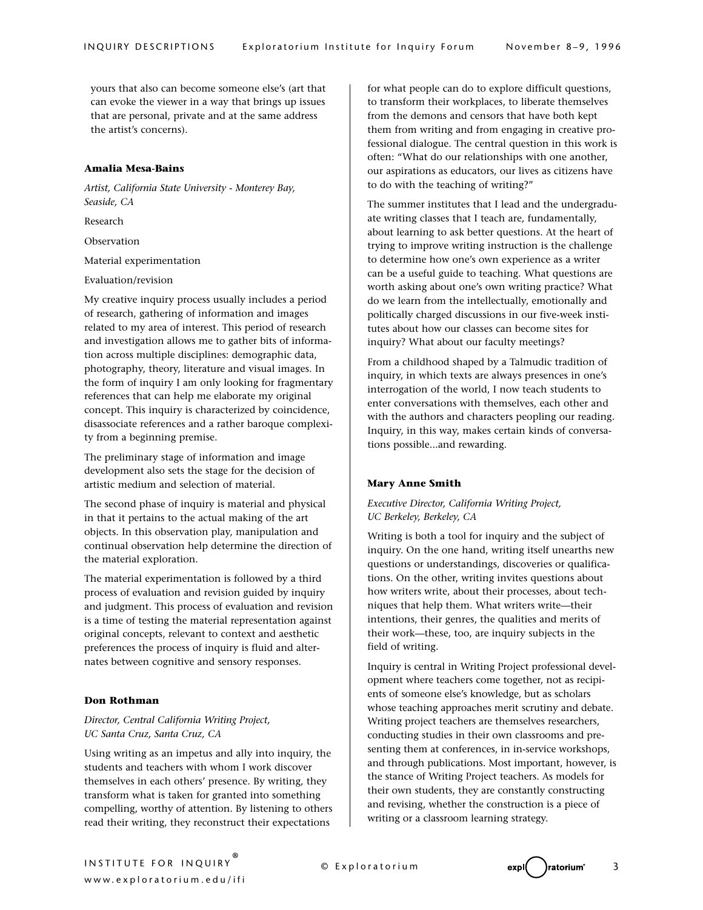yours that also can become someone else's (art that can evoke the viewer in a way that brings up issues that are personal, private and at the same address the artist's concerns).

### Amalia Mesa-Bains

*Artist, California State University - Monterey Bay, Seaside, CA*

Research

Observation

Material experimentation

Evaluation/revision

My creative inquiry process usually includes a period of research, gathering of information and images related to my area of interest. This period of research and investigation allows me to gather bits of information across multiple disciplines: demographic data, photography, theory, literature and visual images. In the form of inquiry I am only looking for fragmentary references that can help me elaborate my original concept. This inquiry is characterized by coincidence, disassociate references and a rather baroque complexity from a beginning premise.

The preliminary stage of information and image development also sets the stage for the decision of artistic medium and selection of material.

The second phase of inquiry is material and physical in that it pertains to the actual making of the art objects. In this observation play, manipulation and continual observation help determine the direction of the material exploration.

The material experimentation is followed by a third process of evaluation and revision guided by inquiry and judgment. This process of evaluation and revision is a time of testing the material representation against original concepts, relevant to context and aesthetic preferences the process of inquiry is fluid and alternates between cognitive and sensory responses.

### Don Rothman

*Director, Central California Writing Project, UC Santa Cruz, Santa Cruz, CA*

Using writing as an impetus and ally into inquiry, the students and teachers with whom I work discover themselves in each others' presence. By writing, they transform what is taken for granted into something compelling, worthy of attention. By listening to others read their writing, they reconstruct their expectations for what people can do to explore difficult questions, to transform their workplaces, to liberate themselves from the demons and censors that have both kept them from writing and from engaging in creative professional dialogue. The central question in this work is often: "What do our relationships with one another, our aspirations as educators, our lives as citizens have to do with the teaching of writing?"

The summer institutes that I lead and the undergraduate writing classes that I teach are, fundamentally, about learning to ask better questions. At the heart of trying to improve writing instruction is the challenge to determine how one's own experience as a writer can be a useful guide to teaching. What questions are worth asking about one's own writing practice? What do we learn from the intellectually, emotionally and politically charged discussions in our five-week institutes about how our classes can become sites for inquiry? What about our faculty meetings?

From a childhood shaped by a Talmudic tradition of inquiry, in which texts are always presences in one's interrogation of the world, I now teach students to enter conversations with themselves, each other and with the authors and characters peopling our reading. Inquiry, in this way, makes certain kinds of conversations possible...and rewarding.

### Mary Anne Smith

*Executive Director, California Writing Project, UC Berkeley, Berkeley, CA*

Writing is both a tool for inquiry and the subject of inquiry. On the one hand, writing itself unearths new questions or understandings, discoveries or qualifications. On the other, writing invites questions about how writers write, about their processes, about techniques that help them. What writers write—their intentions, their genres, the qualities and merits of their work—these, too, are inquiry subjects in the field of writing.

Inquiry is central in Writing Project professional development where teachers come together, not as recipients of someone else's knowledge, but as scholars whose teaching approaches merit scrutiny and debate. Writing project teachers are themselves researchers, conducting studies in their own classrooms and presenting them at conferences, in in-service workshops, and through publications. Most important, however, is the stance of Writing Project teachers. As models for their own students, they are constantly constructing and revising, whether the construction is a piece of writing or a classroom learning strategy.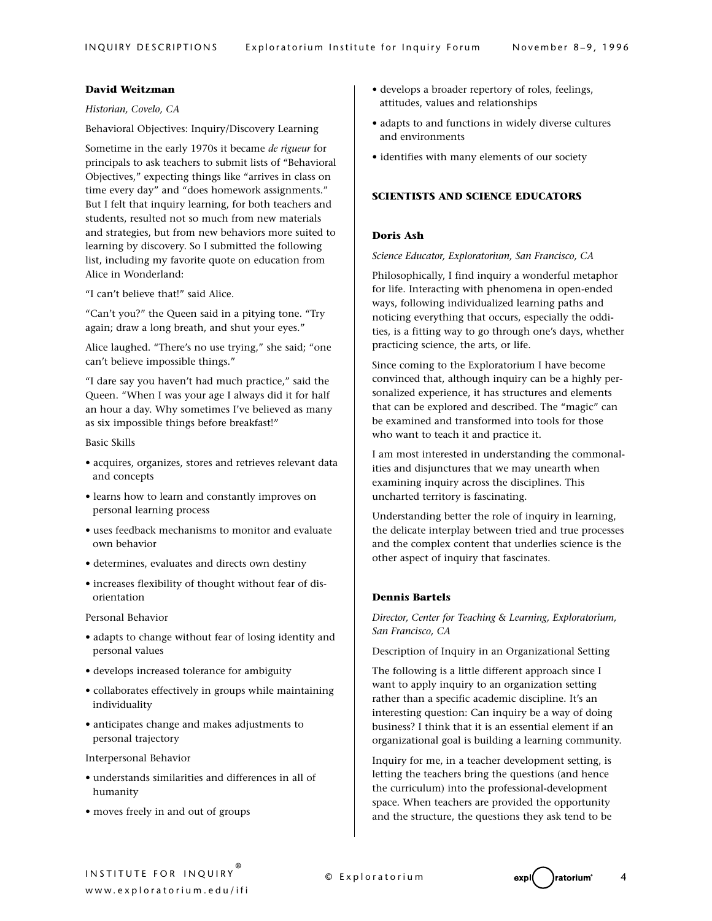### David Weitzman

*Historian, Covelo, CA*

Behavioral Objectives: Inquiry/Discovery Learning

Sometime in the early 1970s it became *de rigueur* for principals to ask teachers to submit lists of "Behavioral Objectives," expecting things like "arrives in class on time every day" and "does homework assignments." But I felt that inquiry learning, for both teachers and students, resulted not so much from new materials and strategies, but from new behaviors more suited to learning by discovery. So I submitted the following list, including my favorite quote on education from Alice in Wonderland:

"I can't believe that!" said Alice.

"Can't you?" the Queen said in a pitying tone. "Try again; draw a long breath, and shut your eyes."

Alice laughed. "There's no use trying," she said; "one can't believe impossible things."

"I dare say you haven't had much practice," said the Queen. "When I was your age I always did it for half an hour a day. Why sometimes I've believed as many as six impossible things before breakfast!"

Basic Skills

- acquires, organizes, stores and retrieves relevant data and concepts
- learns how to learn and constantly improves on personal learning process
- uses feedback mechanisms to monitor and evaluate own behavior
- determines, evaluates and directs own destiny
- increases flexibility of thought without fear of disorientation

Personal Behavior

- adapts to change without fear of losing identity and personal values
- develops increased tolerance for ambiguity
- collaborates effectively in groups while maintaining individuality
- anticipates change and makes adjustments to personal trajectory

Interpersonal Behavior

- understands similarities and differences in all of humanity
- moves freely in and out of groups
- develops a broader repertory of roles, feelings, attitudes, values and relationships
- adapts to and functions in widely diverse cultures and environments
- identifies with many elements of our society

## SCIENTISTS AND SCIENCE EDUCATORS

### Doris Ash

*Science Educator, Exploratorium, San Francisco, CA*

Philosophically, I find inquiry a wonderful metaphor for life. Interacting with phenomena in open-ended ways, following individualized learning paths and noticing everything that occurs, especially the oddities, is a fitting way to go through one's days, whether practicing science, the arts, or life.

Since coming to the Exploratorium I have become convinced that, although inquiry can be a highly personalized experience, it has structures and elements that can be explored and described. The "magic" can be examined and transformed into tools for those who want to teach it and practice it.

I am most interested in understanding the commonalities and disjunctures that we may unearth when examining inquiry across the disciplines. This uncharted territory is fascinating.

Understanding better the role of inquiry in learning, the delicate interplay between tried and true processes and the complex content that underlies science is the other aspect of inquiry that fascinates.

### Dennis Bartels

*Director, Center for Teaching & Learning, Exploratorium, San Francisco, CA*

Description of Inquiry in an Organizational Setting

The following is a little different approach since I want to apply inquiry to an organization setting rather than a specific academic discipline. It's an interesting question: Can inquiry be a way of doing business? I think that it is an essential element if an organizational goal is building a learning community.

Inquiry for me, in a teacher development setting, is letting the teachers bring the questions (and hence the curriculum) into the professional-development space. When teachers are provided the opportunity and the structure, the questions they ask tend to be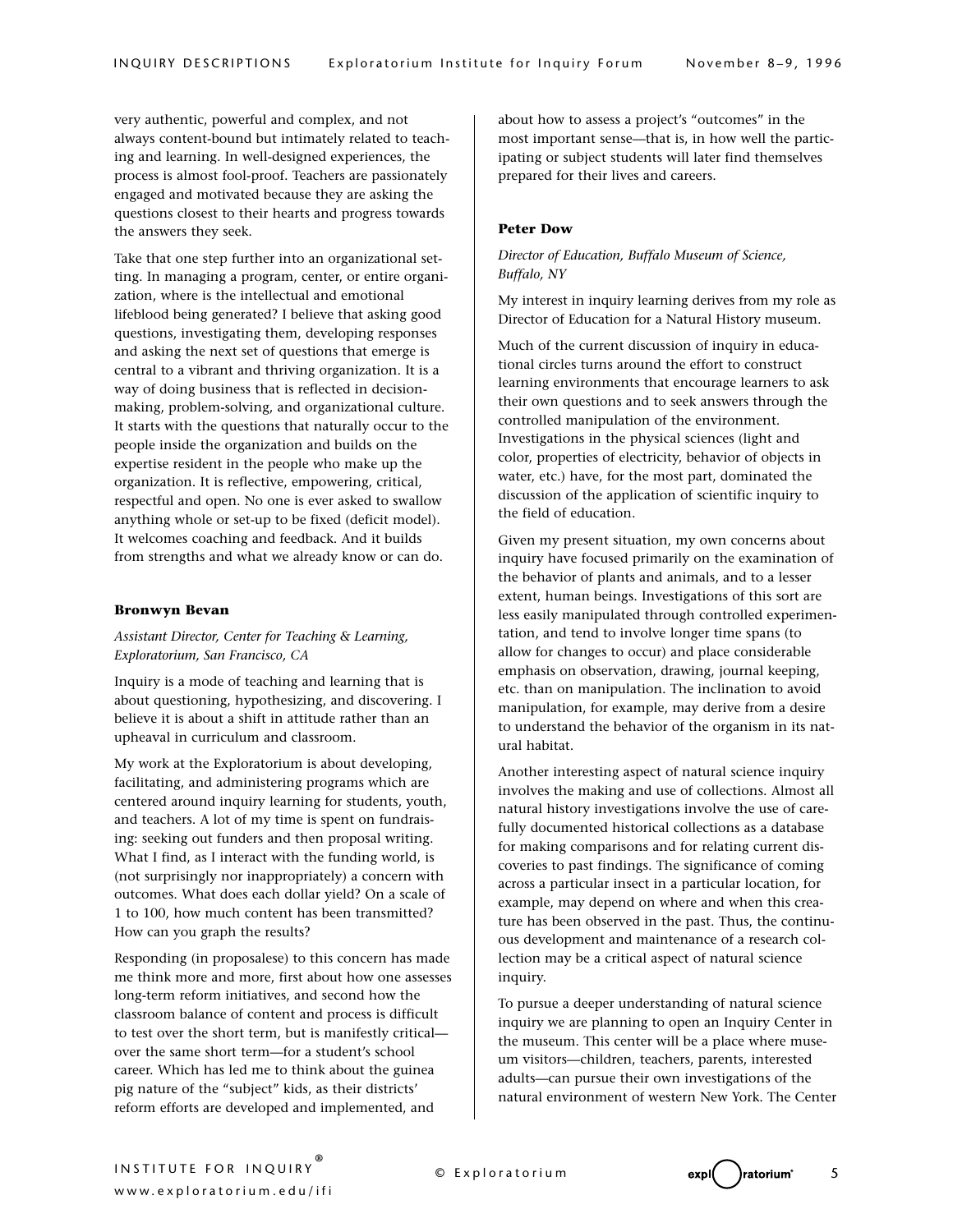very authentic, powerful and complex, and not always content-bound but intimately related to teaching and learning. In well-designed experiences, the process is almost fool-proof. Teachers are passionately engaged and motivated because they are asking the questions closest to their hearts and progress towards the answers they seek.

Take that one step further into an organizational setting. In managing a program, center, or entire organization, where is the intellectual and emotional lifeblood being generated? I believe that asking good questions, investigating them, developing responses and asking the next set of questions that emerge is central to a vibrant and thriving organization. It is a way of doing business that is reflected in decision-making, problem-solving, and organizational culture. It starts with the questions that naturally occur to the people inside the organization and builds on the expertise resident in the people who make up the organization. It is reflective, empowering, critical, respectful and open. No one is ever asked to swallow anything whole or set-up to be fixed (deficit model). It welcomes coaching and feedback. And it builds from strengths and what we already know or can do.

**Bronwyn Bevan**

*Assistant Director, Center for Teaching & Learning, Exploratorium, San Francisco, CA*

Inquiry is a mode of teaching and learning that is about questioning, hypothesizing, and discovering. I believe it is about a shift in attitude rather than an upheaval in curriculum and classroom.

My work at the Exploratorium is about developing, facilitating, and administering programs which are centered around inquiry learning for students, youth, and teachers. A lot of my time is spent on fundraising: seeking out funders and then proposal writing. What I find, as I interact with the funding world, is (not surprisingly nor inappropriately) a concern with outcomes. What does each dollar yield? On a scale of 1 to 100, how much content has been transmitted? How can you graph the results?

Responding (in proposalese) to this concern has made me think more and more, first about how one assesses long-term reform initiatives, and second how the classroom balance of content and process is difficult to test over the short term, but is manifestly critical—over the same short term—for a student's school career. Which has led me to think about the guinea pig nature of the "subject" kids, as their districts' reform efforts are developed and implemented, and about how to assess a project's "outcomes" in the most important sense—that is, in how well the participating or subject students will later find themselves prepared for their lives and careers.

**Peter Dow**

*Director of Education, Buffalo Museum of Science, Buffalo, NY*

My interest in inquiry learning derives from my role as Director of Education for a Natural History museum.

Much of the current discussion of inquiry in educational circles turns around the effort to construct learning environments that encourage learners to ask their own questions and to seek answers through the controlled manipulation of the environment. Investigations in the physical sciences (light and color, properties of electricity, behavior of objects in water, etc.) have, for the most part, dominated the discussion of the application of scientific inquiry to the field of education.

Given my present situation, my own concerns about inquiry have focused primarily on the examination of the behavior of plants and animals, and to a lesser extent, human beings. Investigations of this sort are less easily manipulated through controlled experimentation, and tend to involve longer time spans (to allow for changes to occur) and place considerable emphasis on observation, drawing, journal keeping, etc. than on manipulation. The inclination to avoid manipulation, for example, may derive from a desire to understand the behavior of the organism in its natural habitat.

Another interesting aspect of natural science inquiry involves the making and use of collections. Almost all natural history investigations involve the use of carefully documented historical collections as a database for making comparisons and for relating current discoveries to past findings. The significance of coming across a particular insect in a particular location, for example, may depend on where and when this creature has been observed in the past. Thus, the continuous development and maintenance of a research collection may be a critical aspect of natural science inquiry.

To pursue a deeper understanding of natural science inquiry we are planning to open an Inquiry Center in the museum. This center will be a place where museum visitors—children, teachers, parents, interested adults—can pursue their own investigations of the natural environment of western New York. The Center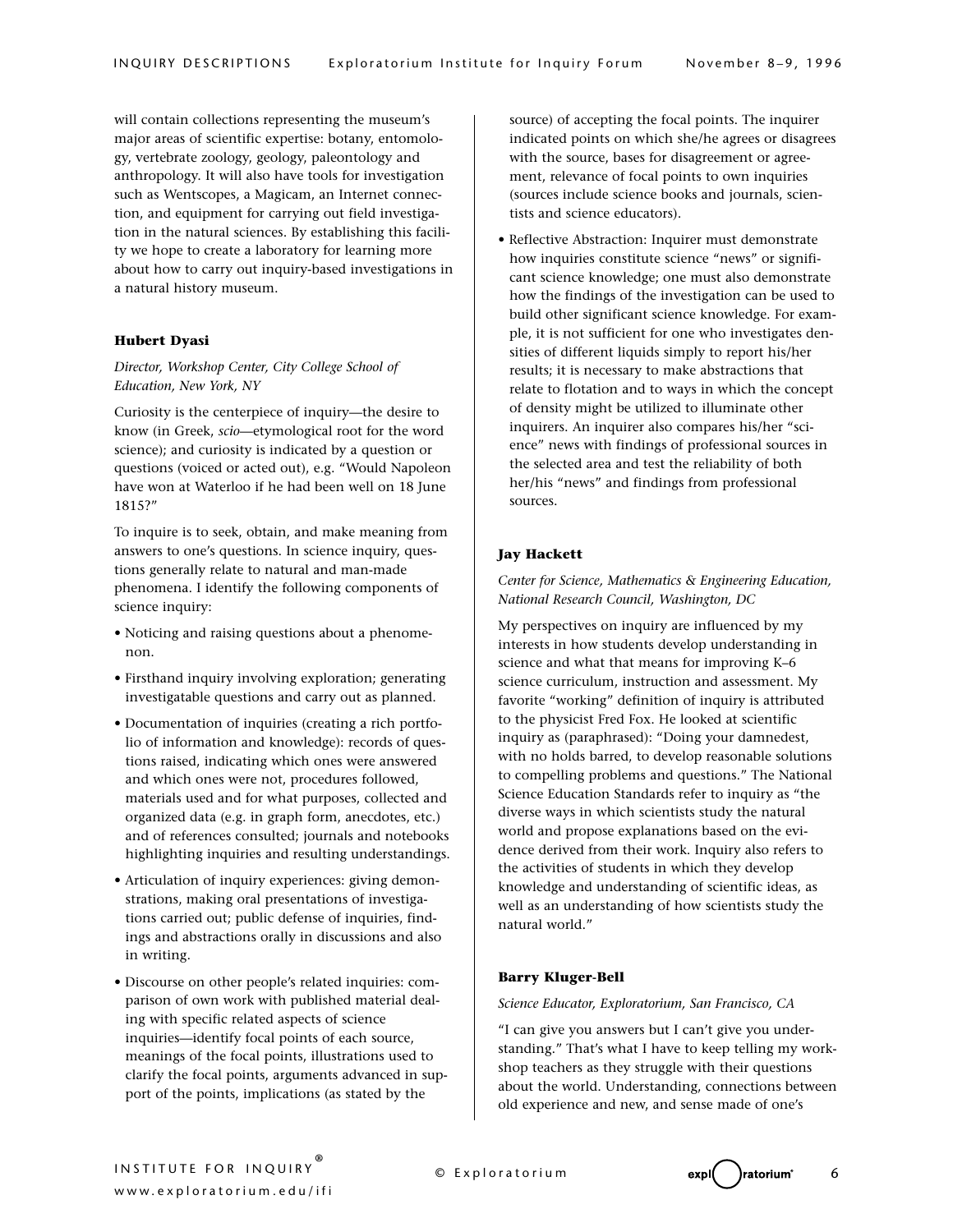will contain collections representing the museum's major areas of scientific expertise: botany, entomology, vertebrate zoology, geology, paleontology and anthropology. It will also have tools for investigation such as Wentscopes, a Magicam, an Internet connection, and equipment for carrying out field investigation in the natural sciences. By establishing this facility we hope to create a laboratory for learning more about how to carry out inquiry-based investigations in a natural history museum.

### Hubert Dyasi

*Director, Workshop Center, City College School of Education, New York, NY*

Curiosity is the centerpiece of inquiry—the desire to know (in Greek, *scio*—etymological root for the word science); and curiosity is indicated by a question or questions (voiced or acted out), e.g. "Would Napoleon have won at Waterloo if he had been well on 18 June 1815?"

To inquire is to seek, obtain, and make meaning from answers to one's questions. In science inquiry, questions generally relate to natural and man-made phenomena. I identify the following components of science inquiry:

- Noticing and raising questions about a phenomenon.
- Firsthand inquiry involving exploration; generating investigatable questions and carry out as planned.
- Documentation of inquiries (creating a rich portfolio of information and knowledge): records of questions raised, indicating which ones were answered and which ones were not, procedures followed, materials used and for what purposes, collected and organized data (e.g. in graph form, anecdotes, etc.) and of references consulted; journals and notebooks highlighting inquiries and resulting understandings.
- Articulation of inquiry experiences: giving demonstrations, making oral presentations of investigations carried out; public defense of inquiries, findings and abstractions orally in discussions and also in writing.
- Discourse on other people's related inquiries: comparison of own work with published material dealing with specific related aspects of science inquiries—identify focal points of each source, meanings of the focal points, illustrations used to clarify the focal points, arguments advanced in support of the points, implications (as stated by the source) of accepting the focal points. The inquirer indicated points on which she/he agrees or disagrees with the source, bases for disagreement or agreement, relevance of focal points to own inquiries (sources include science books and journals, scientists and science educators).
- Reflective Abstraction: Inquirer must demonstrate how inquiries constitute science "news" or significant science knowledge; one must also demonstrate how the findings of the investigation can be used to build other significant science knowledge. For example, it is not sufficient for one who investigates densities of different liquids simply to report his/her results; it is necessary to make abstractions that relate to flotation and to ways in which the concept of density might be utilized to illuminate other inquirers. An inquirer also compares his/her "science" news with findings of professional sources in the selected area and test the reliability of both her/his "news" and findings from professional sources.

### Jay Hackett

*Center for Science, Mathematics & Engineering Education, National Research Council, Washington, DC*

My perspectives on inquiry are influenced by my interests in how students develop understanding in science and what that means for improving K–6 science curriculum, instruction and assessment. My favorite "working" definition of inquiry is attributed to the physicist Fred Fox. He looked at scientific inquiry as (paraphrased): "Doing your damnedest, with no holds barred, to develop reasonable solutions to compelling problems and questions." The National Science Education Standards refer to inquiry as "the diverse ways in which scientists study the natural world and propose explanations based on the evidence derived from their work. Inquiry also refers to the activities of students in which they develop knowledge and understanding of scientific ideas, as well as an understanding of how scientists study the natural world."

### Barry Kluger-Bell

*Science Educator, Exploratorium, San Francisco, CA*

"I can give you answers but I can't give you understanding." That's what I have to keep telling my workshop teachers as they struggle with their questions about the world. Understanding, connections between old experience and new, and sense made of one's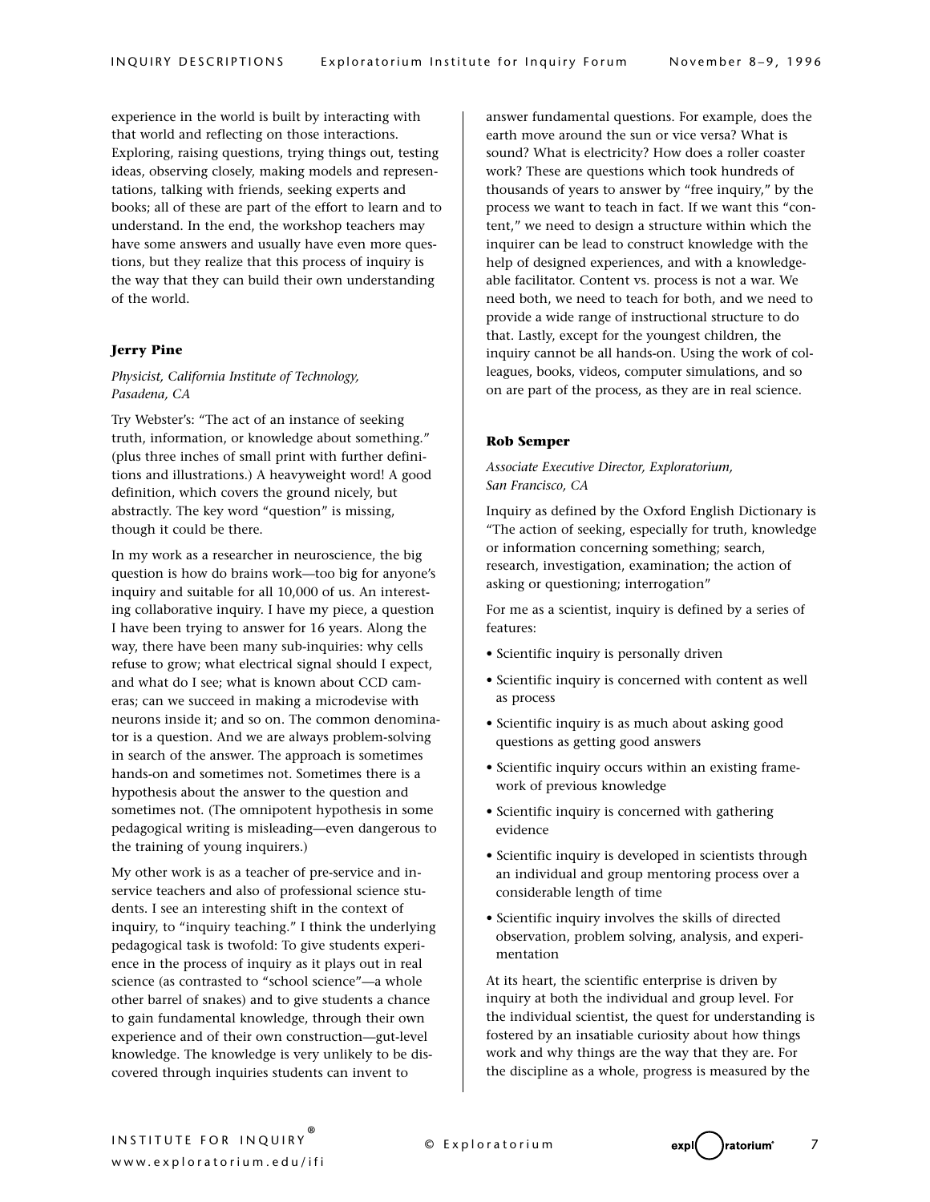experience in the world is built by interacting with that world and reflecting on those interactions. Exploring, raising questions, trying things out, testing ideas, observing closely, making models and representations, talking with friends, seeking experts and books; all of these are part of the effort to learn and to understand. In the end, the workshop teachers may have some answers and usually have even more questions, but they realize that this process of inquiry is the way that they can build their own understanding of the world.

### Jerry Pine

*Physicist, California Institute of Technology, Pasadena, CA*

Try Webster's: "The act of an instance of seeking truth, information, or knowledge about something." (plus three inches of small print with further definitions and illustrations.) A heavyweight word! A good definition, which covers the ground nicely, but abstractly. The key word "question" is missing, though it could be there.

In my work as a researcher in neuroscience, the big question is how do brains work—too big for anyone's inquiry and suitable for all 10,000 of us. An interesting collaborative inquiry. I have my piece, a question I have been trying to answer for 16 years. Along the way, there have been many sub-inquiries: why cells refuse to grow; what electrical signal should I expect, and what do I see; what is known about CCD cameras; can we succeed in making a microdevise with neurons inside it; and so on. The common denominator is a question. And we are always problem-solving in search of the answer. The approach is sometimes hands-on and sometimes not. Sometimes there is a hypothesis about the answer to the question and sometimes not. (The omnipotent hypothesis in some pedagogical writing is misleading—even dangerous to the training of young inquirers.)

My other work is as a teacher of pre-service and in-service teachers and also of professional science students. I see an interesting shift in the context of inquiry, to "inquiry teaching." I think the underlying pedagogical task is twofold: To give students experience in the process of inquiry as it plays out in real science (as contrasted to "school science"—a whole other barrel of snakes) and to give students a chance to gain fundamental knowledge, through their own experience and of their own construction—gut-level knowledge. The knowledge is very unlikely to be discovered through inquiries students can invent to answer fundamental questions. For example, does the earth move around the sun or vice versa? What is sound? What is electricity? How does a roller coaster work? These are questions which took hundreds of thousands of years to answer by "free inquiry," by the process we want to teach in fact. If we want this "content," we need to design a structure within which the inquirer can be lead to construct knowledge with the help of designed experiences, and with a knowledgeable facilitator. Content vs. process is not a war. We need both, we need to teach for both, and we need to provide a wide range of instructional structure to do that. Lastly, except for the youngest children, the inquiry cannot be all hands-on. Using the work of colleagues, books, videos, computer simulations, and so on are part of the process, as they are in real science.

### Rob Semper

*Associate Executive Director, Exploratorium, San Francisco, CA*

Inquiry as defined by the Oxford English Dictionary is "The action of seeking, especially for truth, knowledge or information concerning something; search, research, investigation, examination; the action of asking or questioning; interrogation"

For me as a scientist, inquiry is defined by a series of features:

- Scientific inquiry is personally driven
- Scientific inquiry is concerned with content as well as process
- Scientific inquiry is as much about asking good questions as getting good answers
- Scientific inquiry occurs within an existing framework of previous knowledge
- Scientific inquiry is concerned with gathering evidence
- Scientific inquiry is developed in scientists through an individual and group mentoring process over a considerable length of time
- Scientific inquiry involves the skills of directed observation, problem solving, analysis, and experimentation

At its heart, the scientific enterprise is driven by inquiry at both the individual and group level. For the individual scientist, the quest for understanding is fostered by an insatiable curiosity about how things work and why things are the way that they are. For the discipline as a whole, progress is measured by the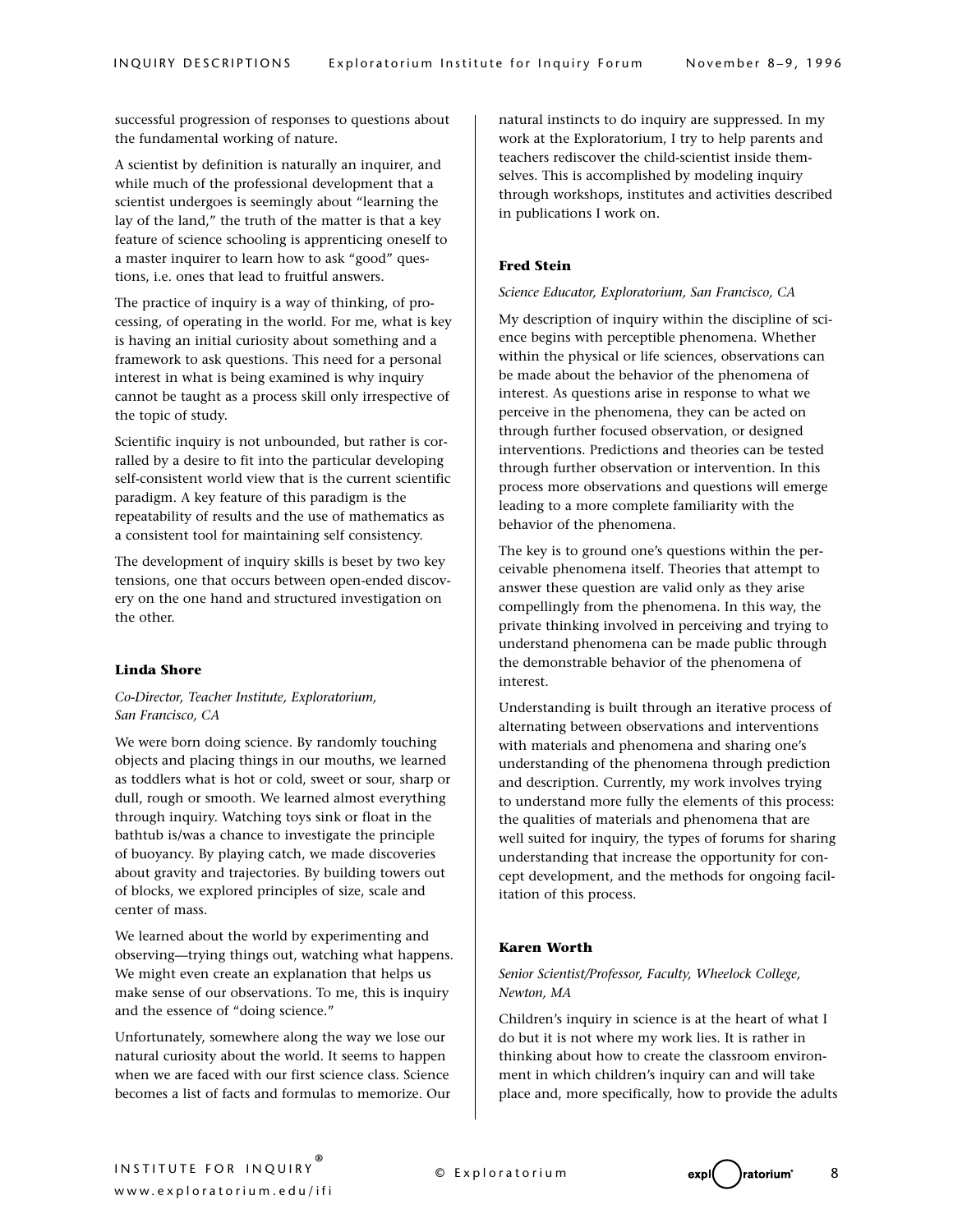successful progression of responses to questions about the fundamental working of nature.

A scientist by definition is naturally an inquirer, and while much of the professional development that a scientist undergoes is seemingly about "learning the lay of the land," the truth of the matter is that a key feature of science schooling is apprenticing oneself to a master inquirer to learn how to ask "good" questions, i.e. ones that lead to fruitful answers.

The practice of inquiry is a way of thinking, of processing, of operating in the world. For me, what is key is having an initial curiosity about something and a framework to ask questions. This need for a personal interest in what is being examined is why inquiry cannot be taught as a process skill only irrespective of the topic of study.

Scientific inquiry is not unbounded, but rather is corralled by a desire to fit into the particular developing self-consistent world view that is the current scientific paradigm. A key feature of this paradigm is the repeatability of results and the use of mathematics as a consistent tool for maintaining self consistency.

The development of inquiry skills is beset by two key tensions, one that occurs between open-ended discovery on the one hand and structured investigation on the other.

### Linda Shore

*Co-Director, Teacher Institute, Exploratorium, San Francisco, CA*

We were born doing science. By randomly touching objects and placing things in our mouths, we learned as toddlers what is hot or cold, sweet or sour, sharp or dull, rough or smooth. We learned almost everything through inquiry. Watching toys sink or float in the bathtub is/was a chance to investigate the principle of buoyancy. By playing catch, we made discoveries about gravity and trajectories. By building towers out of blocks, we explored principles of size, scale and center of mass.

We learned about the world by experimenting and observing—trying things out, watching what happens. We might even create an explanation that helps us make sense of our observations. To me, this is inquiry and the essence of "doing science."

Unfortunately, somewhere along the way we lose our natural curiosity about the world. It seems to happen when we are faced with our first science class. Science becomes a list of facts and formulas to memorize. Our natural instincts to do inquiry are suppressed. In my work at the Exploratorium, I try to help parents and teachers rediscover the child-scientist inside themselves. This is accomplished by modeling inquiry through workshops, institutes and activities described in publications I work on.

### Fred Stein

*Science Educator, Exploratorium, San Francisco, CA*

My description of inquiry within the discipline of science begins with perceptible phenomena. Whether within the physical or life sciences, observations can be made about the behavior of the phenomena of interest. As questions arise in response to what we perceive in the phenomena, they can be acted on through further focused observation, or designed interventions. Predictions and theories can be tested through further observation or intervention. In this process more observations and questions will emerge leading to a more complete familiarity with the behavior of the phenomena.

The key is to ground one's questions within the perceivable phenomena itself. Theories that attempt to answer these question are valid only as they arise compellingly from the phenomena. In this way, the private thinking involved in perceiving and trying to understand phenomena can be made public through the demonstrable behavior of the phenomena of interest.

Understanding is built through an iterative process of alternating between observations and interventions with materials and phenomena and sharing one's understanding of the phenomena through prediction and description. Currently, my work involves trying to understand more fully the elements of this process: the qualities of materials and phenomena that are well suited for inquiry, the types of forums for sharing understanding that increase the opportunity for concept development, and the methods for ongoing facilitation of this process.

### Karen Worth

*Senior Scientist/Professor, Faculty, Wheelock College, Newton, MA*

Children's inquiry in science is at the heart of what I do but it is not where my work lies. It is rather in thinking about how to create the classroom environment in which children's inquiry can and will take place and, more specifically, how to provide the adults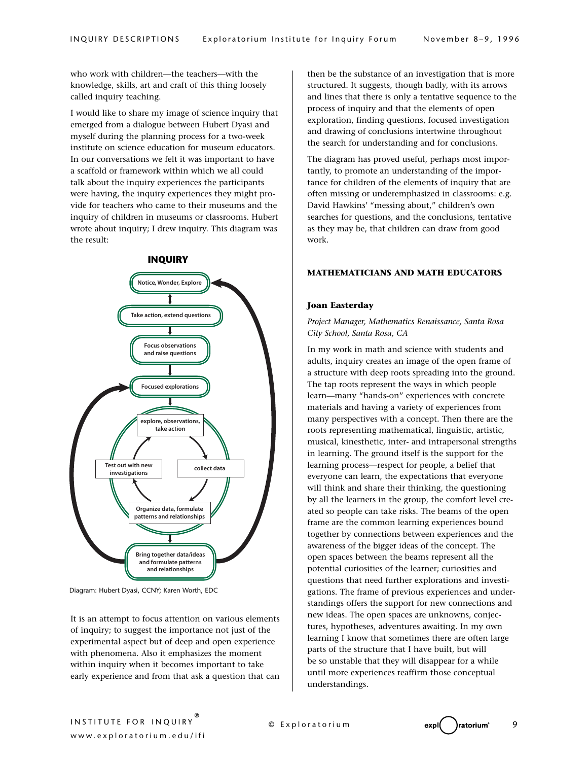who work with children—the teachers—with the knowledge, skills, art and craft of this thing loosely called inquiry teaching.

I would like to share my image of science inquiry that emerged from a dialogue between Hubert Dyasi and myself during the planning process for a two-week institute on science education for museum educators. In our conversations we felt it was important to have a scaffold or framework within which we all could talk about the inquiry experiences the participants were having, the inquiry experiences they might provide for teachers who came to their museums and the inquiry of children in museums or classrooms. Hubert wrote about inquiry; I drew inquiry. This diagram was the result:

**INQUIRY**

Notice, Wonder, Explore

Take action, extend questions

Focus observations and raise questions

Focused explorations

explore, observations, take action

collect data

Organize data, formulate patterns and relationships

Test out with new investigations

Bring together data/ideas and formulate patterns and relationships

Diagram: Hubert Dyasi, CCNY; Karen Worth, EDC

It is an attempt to focus attention on various elements of inquiry; to suggest the importance not just of the experimental aspect but of deep and open experience with phenomena. Also it emphasizes the moment within inquiry when it becomes important to take early experience and from that ask a question that can then be the substance of an investigation that is more structured. It suggests, though badly, with its arrows and lines that there is only a tentative sequence to the process of inquiry and that the elements of open exploration, finding questions, focused investigation and drawing of conclusions intertwine throughout the search for understanding and for conclusions.

The diagram has proved useful, perhaps most importantly, to promote an understanding of the importance for children of the elements of inquiry that are often missing or underemphasized in classrooms: e.g. David Hawkins' "messing about," children's own searches for questions, and the conclusions, tentative as they may be, that children can draw from good work.

## MATHEMATICIANS AND MATH EDUCATORS

### Joan Easterday

*Project Manager, Mathematics Renaissance, Santa Rosa City School, Santa Rosa, CA*

In my work in math and science with students and adults, inquiry creates an image of the open frame of a structure with deep roots spreading into the ground. The tap roots represent the ways in which people learn—many "hands-on" experiences with concrete materials and having a variety of experiences from many perspectives with a concept. Then there are the roots representing mathematical, linguistic, artistic, musical, kinesthetic, inter- and intrapersonal strengths in learning. The ground itself is the support for the learning process—respect for people, a belief that everyone can learn, the expectations that everyone will think and share their thinking, the questioning by all the learners in the group, the comfort level created so people can take risks. The beams of the open frame are the common learning experiences bound together by connections between experiences and the awareness of the bigger ideas of the concept. The open spaces between the beams represent all the potential curiosities of the learner; curiosities and questions that need further explorations and investigations. The frame of previous experiences and understandings offers the support for new connections and new ideas. The open spaces are unknowns, conjectures, hypotheses, adventures awaiting. In my own learning I know that sometimes there are often large parts of the structure that I have built, but will be so unstable that they will disappear for a while until more experiences reaffirm those conceptual understandings.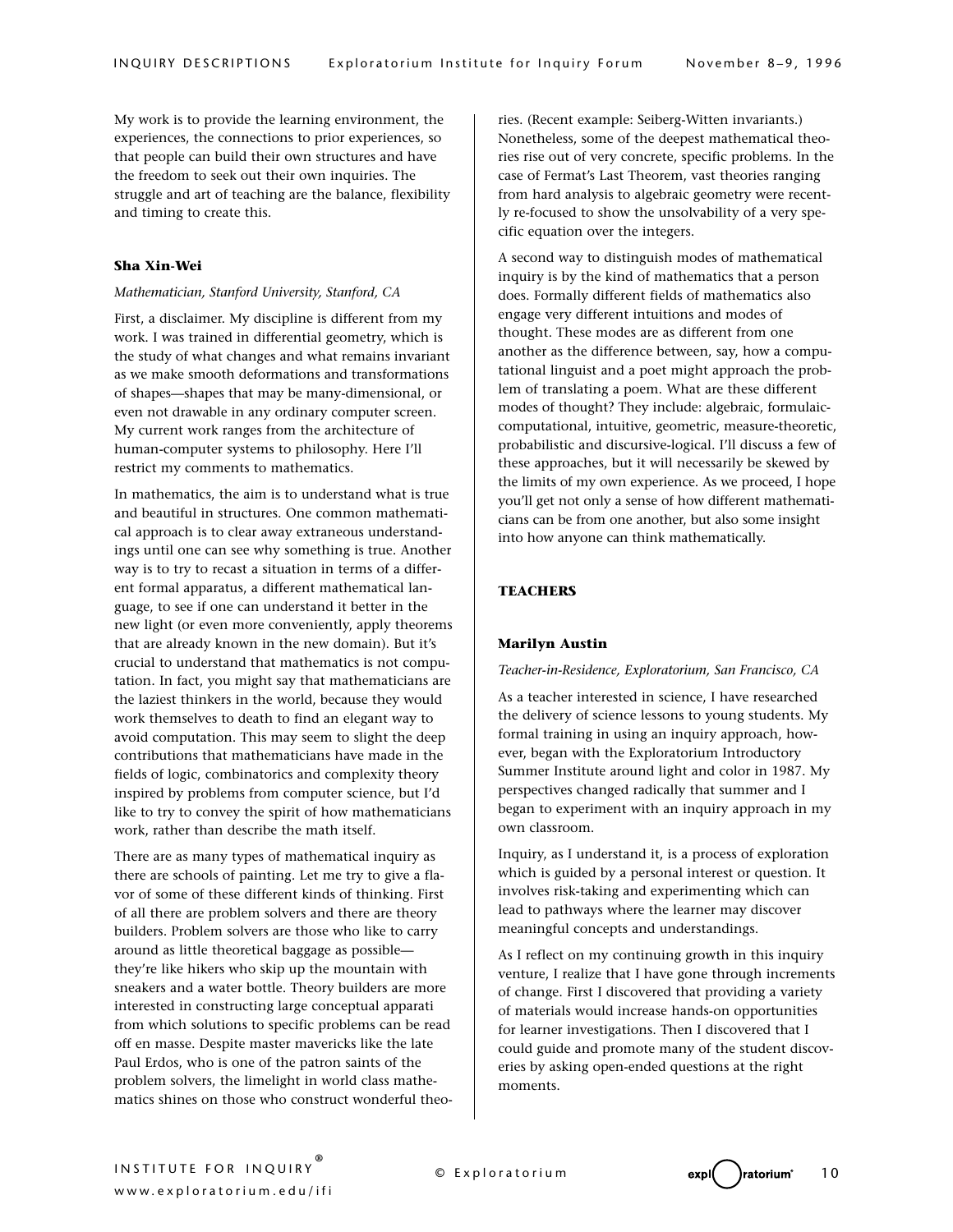My work is to provide the learning environment, the experiences, the connections to prior experiences, so that people can build their own structures and have the freedom to seek out their own inquiries. The struggle and art of teaching are the balance, flexibility and timing to create this.

### Sha Xin-Wei

*Mathematician, Stanford University, Stanford, CA*

First, a disclaimer. My discipline is different from my work. I was trained in differential geometry, which is the study of what changes and what remains invariant as we make smooth deformations and transformations of shapes—shapes that may be many-dimensional, or even not drawable in any ordinary computer screen. My current work ranges from the architecture of human-computer systems to philosophy. Here I'll restrict my comments to mathematics.

In mathematics, the aim is to understand what is true and beautiful in structures. One common mathematical approach is to clear away extraneous understandings until one can see why something is true. Another way is to try to recast a situation in terms of a different formal apparatus, a different mathematical language, to see if one can understand it better in the new light (or even more conveniently, apply theorems that are already known in the new domain). But it's crucial to understand that mathematics is not computation. In fact, you might say that mathematicians are the laziest thinkers in the world, because they would work themselves to death to find an elegant way to avoid computation. This may seem to slight the deep contributions that mathematicians have made in the fields of logic, combinatorics and complexity theory inspired by problems from computer science, but I'd like to try to convey the spirit of how mathematicians work, rather than describe the math itself.

There are as many types of mathematical inquiry as there are schools of painting. Let me try to give a flavor of some of these different kinds of thinking. First of all there are problem solvers and there are theory builders. Problem solvers are those who like to carry around as little theoretical baggage as possible—they're like hikers who skip up the mountain with sneakers and a water bottle. Theory builders are more interested in constructing large conceptual apparati from which solutions to specific problems can be read off en masse. Despite master mavericks like the late Paul Erdos, who is one of the patron saints of the problem solvers, the limelight in world class mathematics shines on those who construct wonderful theories. (Recent example: Seiberg-Witten invariants.) Nonetheless, some of the deepest mathematical theories rise out of very concrete, specific problems. In the case of Fermat's Last Theorem, vast theories ranging from hard analysis to algebraic geometry were recently re-focused to show the unsolvability of a very specific equation over the integers.

A second way to distinguish modes of mathematical inquiry is by the kind of mathematics that a person does. Formally different fields of mathematics also engage very different intuitions and modes of thought. These modes are as different from one another as the difference between, say, how a computational linguist and a poet might approach the problem of translating a poem. What are these different modes of thought? They include: algebraic, formulaic-computational, intuitive, geometric, measure-theoretic, probabilistic and discursive-logical. I'll discuss a few of these approaches, but it will necessarily be skewed by the limits of my own experience. As we proceed, I hope you'll get not only a sense of how different mathematicians can be from one another, but also some insight into how anyone can think mathematically.

## TEACHERS

### Marilyn Austin

*Teacher-in-Residence, Exploratorium, San Francisco, CA*

As a teacher interested in science, I have researched the delivery of science lessons to young students. My formal training in using an inquiry approach, however, began with the Exploratorium Introductory Summer Institute around light and color in 1987. My perspectives changed radically that summer and I began to experiment with an inquiry approach in my own classroom.

Inquiry, as I understand it, is a process of exploration which is guided by a personal interest or question. It involves risk-taking and experimenting which can lead to pathways where the learner may discover meaningful concepts and understandings.

As I reflect on my continuing growth in this inquiry venture, I realize that I have gone through increments of change. First I discovered that providing a variety of materials would increase hands-on opportunities for learner investigations. Then I discovered that I could guide and promote many of the student discoveries by asking open-ended questions at the right moments.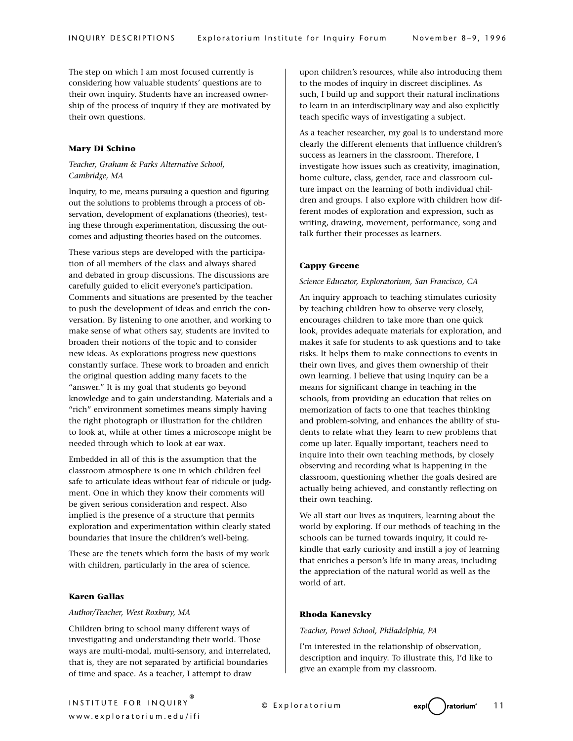The step on which I am most focused currently is considering how valuable students' questions are to their own inquiry. Students have an increased ownership of the process of inquiry if they are motivated by their own questions.

**Mary Di Schino**

*Teacher, Graham & Parks Alternative School, Cambridge, MA*

Inquiry, to me, means pursuing a question and figuring out the solutions to problems through a process of observation, development of explanations (theories), testing these through experimentation, discussing the outcomes and adjusting theories based on the outcomes.

These various steps are developed with the participation of all members of the class and always shared and debated in group discussions. The discussions are carefully guided to elicit everyone's participation. Comments and situations are presented by the teacher to push the development of ideas and enrich the conversation. By listening to one another, and working to make sense of what others say, students are invited to broaden their notions of the topic and to consider new ideas. As explorations progress new questions constantly surface. These work to broaden and enrich the original question adding many facets to the "answer." It is my goal that students go beyond knowledge and to gain understanding. Materials and a "rich" environment sometimes means simply having the right photograph or illustration for the children to look at, while at other times a microscope might be needed through which to look at ear wax.

Embedded in all of this is the assumption that the classroom atmosphere is one in which children feel safe to articulate ideas without fear of ridicule or judgment. One in which they know their comments will be given serious consideration and respect. Also implied is the presence of a structure that permits exploration and experimentation within clearly stated boundaries that insure the children's well-being.

These are the tenets which form the basis of my work with children, particularly in the area of science.

**Karen Gallas**

*Author/Teacher, West Roxbury, MA*

Children bring to school many different ways of investigating and understanding their world. Those ways are multi-modal, multi-sensory, and interrelated, that is, they are not separated by artificial boundaries of time and space. As a teacher, I attempt to draw upon children's resources, while also introducing them to the modes of inquiry in discreet disciplines. As such, I build up and support their natural inclinations to learn in an interdisciplinary way and also explicitly teach specific ways of investigating a subject.

As a teacher researcher, my goal is to understand more clearly the different elements that influence children's success as learners in the classroom. Therefore, I investigate how issues such as creativity, imagination, home culture, class, gender, race and classroom culture impact on the learning of both individual children and groups. I also explore with children how different modes of exploration and expression, such as writing, drawing, movement, performance, song and talk further their processes as learners.

**Cappy Greene**

*Science Educator, Exploratorium, San Francisco, CA*

An inquiry approach to teaching stimulates curiosity by teaching children how to observe very closely, encourages children to take more than one quick look, provides adequate materials for exploration, and makes it safe for students to ask questions and to take risks. It helps them to make connections to events in their own lives, and gives them ownership of their own learning. I believe that using inquiry can be a means for significant change in teaching in the schools, from providing an education that relies on memorization of facts to one that teaches thinking and problem-solving, and enhances the ability of students to relate what they learn to new problems that come up later. Equally important, teachers need to inquire into their own teaching methods, by closely observing and recording what is happening in the classroom, questioning whether the goals desired are actually being achieved, and constantly reflecting on their own teaching.

We all start our lives as inquirers, learning about the world by exploring. If our methods of teaching in the schools can be turned towards inquiry, it could rekindle that early curiosity and instill a joy of learning that enriches a person's life in many areas, including the appreciation of the natural world as well as the world of art.

**Rhoda Kanevsky**

*Teacher, Powel School, Philadelphia, PA*

I'm interested in the relationship of observation, description and inquiry. To illustrate this, I'd like to give an example from my classroom.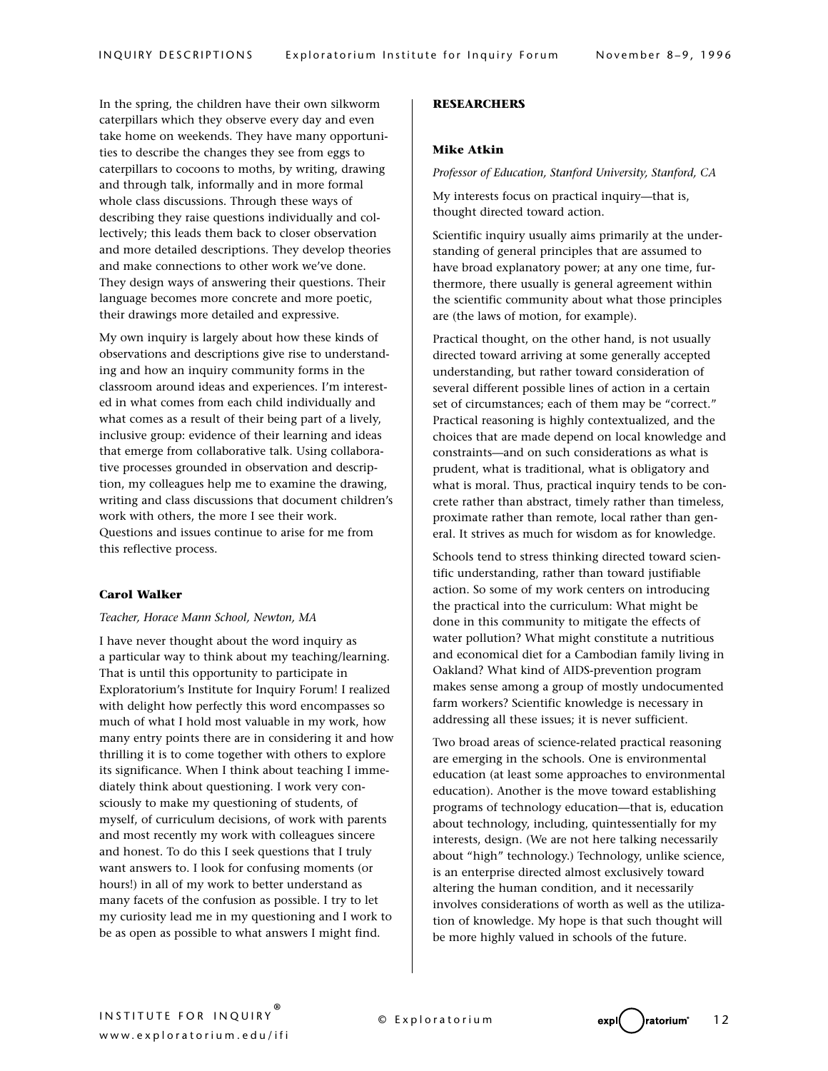In the spring, the children have their own silkworm caterpillars which they observe every day and even take home on weekends. They have many opportunities to describe the changes they see from eggs to caterpillars to cocoons to moths, by writing, drawing and through talk, informally and in more formal whole class discussions. Through these ways of describing they raise questions individually and collectively; this leads them back to closer observation and more detailed descriptions. They develop theories and make connections to other work we've done. They design ways of answering their questions. Their language becomes more concrete and more poetic, their drawings more detailed and expressive.

My own inquiry is largely about how these kinds of observations and descriptions give rise to understanding and how an inquiry community forms in the classroom around ideas and experiences. I'm interested in what comes from each child individually and what comes as a result of their being part of a lively, inclusive group: evidence of their learning and ideas that emerge from collaborative talk. Using collaborative processes grounded in observation and description, my colleagues help me to examine the drawing, writing and class discussions that document children's work with others, the more I see their work. Questions and issues continue to arise for me from this reflective process.

### Carol Walker

*Teacher, Horace Mann School, Newton, MA*

I have never thought about the word inquiry as a particular way to think about my teaching/learning. That is until this opportunity to participate in Exploratorium's Institute for Inquiry Forum! I realized with delight how perfectly this word encompasses so much of what I hold most valuable in my work, how many entry points there are in considering it and how thrilling it is to come together with others to explore its significance. When I think about teaching I immediately think about questioning. I work very consciously to make my questioning of students, of myself, of curriculum decisions, of work with parents and most recently my work with colleagues sincere and honest. To do this I seek questions that I truly want answers to. I look for confusing moments (or hours!) in all of my work to better understand as many facets of the confusion as possible. I try to let my curiosity lead me in my questioning and I work to be as open as possible to what answers I might find.

## RESEARCHERS

### Mike Atkin

*Professor of Education, Stanford University, Stanford, CA*

My interests focus on practical inquiry—that is, thought directed toward action.

Scientific inquiry usually aims primarily at the understanding of general principles that are assumed to have broad explanatory power; at any one time, furthermore, there usually is general agreement within the scientific community about what those principles are (the laws of motion, for example).

Practical thought, on the other hand, is not usually directed toward arriving at some generally accepted understanding, but rather toward consideration of several different possible lines of action in a certain set of circumstances; each of them may be "correct." Practical reasoning is highly contextualized, and the choices that are made depend on local knowledge and constraints—and on such considerations as what is prudent, what is traditional, what is obligatory and what is moral. Thus, practical inquiry tends to be concrete rather than abstract, timely rather than timeless, proximate rather than remote, local rather than general. It strives as much for wisdom as for knowledge.

Schools tend to stress thinking directed toward scientific understanding, rather than toward justifiable action. So some of my work centers on introducing the practical into the curriculum: What might be done in this community to mitigate the effects of water pollution? What might constitute a nutritious and economical diet for a Cambodian family living in Oakland? What kind of AIDS-prevention program makes sense among a group of mostly undocumented farm workers? Scientific knowledge is necessary in addressing all these issues; it is never sufficient.

Two broad areas of science-related practical reasoning are emerging in the schools. One is environmental education (at least some approaches to environmental education). Another is the move toward establishing programs of technology education—that is, education about technology, including, quintessentially for my interests, design. (We are not here talking necessarily about "high" technology.) Technology, unlike science, is an enterprise directed almost exclusively toward altering the human condition, and it necessarily involves considerations of worth as well as the utilization of knowledge. My hope is that such thought will be more highly valued in schools of the future.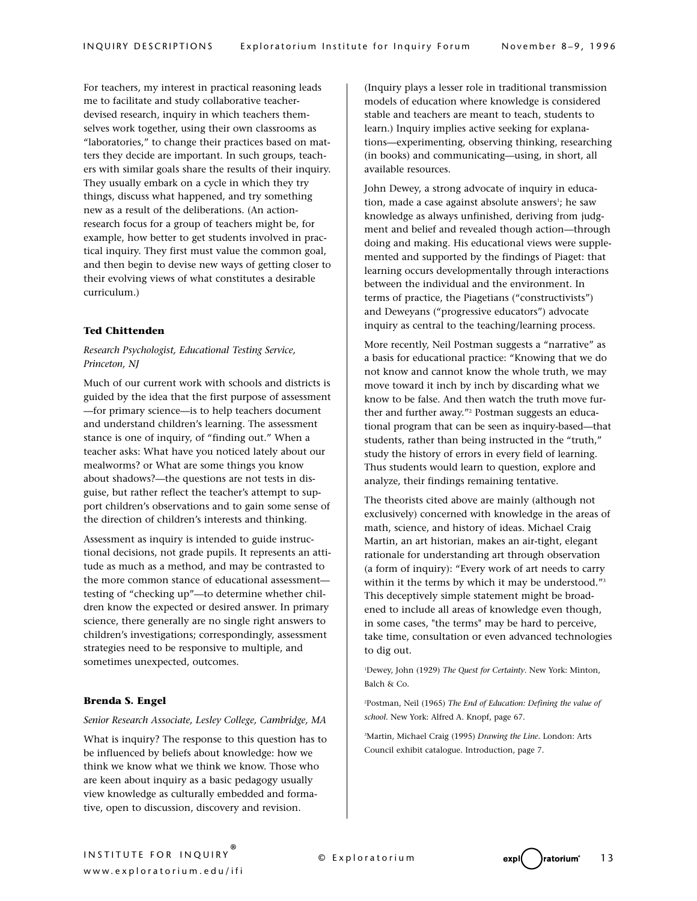For teachers, my interest in practical reasoning leads me to facilitate and study collaborative teacher-devised research, inquiry in which teachers themselves work together, using their own classrooms as "laboratories," to change their practices based on matters they decide are important. In such groups, teachers with similar goals share the results of their inquiry. They usually embark on a cycle in which they try things, discuss what happened, and try something new as a result of the deliberations. (An action-research focus for a group of teachers might be, for example, how better to get students involved in practical inquiry. They first must value the common goal, and then begin to devise new ways of getting closer to their evolving views of what constitutes a desirable curriculum.)

#### Ted Chittenden

*Research Psychologist, Educational Testing Service, Princeton, NJ*

Much of our current work with schools and districts is guided by the idea that the first purpose of assessment —for primary science—is to help teachers document and understand children's learning. The assessment stance is one of inquiry, of "finding out." When a teacher asks: What have you noticed lately about our mealworms? or What are some things you know about shadows?—the questions are not tests in disguise, but rather reflect the teacher's attempt to support children's observations and to gain some sense of the direction of children's interests and thinking.

Assessment as inquiry is intended to guide instructional decisions, not grade pupils. It represents an attitude as much as a method, and may be contrasted to the more common stance of educational assessment—testing of "checking up"—to determine whether children know the expected or desired answer. In primary science, there generally are no single right answers to children's investigations; correspondingly, assessment strategies need to be responsive to multiple, and sometimes unexpected, outcomes.

#### Brenda S. Engel

*Senior Research Associate, Lesley College, Cambridge, MA*

What is inquiry? The response to this question has to be influenced by beliefs about knowledge: how we think we know what we think we know. Those who are keen about inquiry as a basic pedagogy usually view knowledge as culturally embedded and formative, open to discussion, discovery and revision. (Inquiry plays a lesser role in traditional transmission models of education where knowledge is considered stable and teachers are meant to teach, students to learn.) Inquiry implies active seeking for explanations—experimenting, observing thinking, researching (in books) and communicating—using, in short, all available resources.

John Dewey, a strong advocate of inquiry in education, made a case against absolute answers[1]; he saw knowledge as always unfinished, deriving from judgment and belief and revealed though action—through doing and making. His educational views were supplemented and supported by the findings of Piaget: that learning occurs developmentally through interactions between the individual and the environment. In terms of practice, the Piagetians ("constructivists") and Deweyans ("progressive educators") advocate inquiry as central to the teaching/learning process.

More recently, Neil Postman suggests a "narrative" as a basis for educational practice: "Knowing that we do not know and cannot know the whole truth, we may move toward it inch by inch by discarding what we know to be false. And then watch the truth move further and further away."[2] Postman suggests an educational program that can be seen as inquiry-based—that students, rather than being instructed in the "truth," study the history of errors in every field of learning. Thus students would learn to question, explore and analyze, their findings remaining tentative.

The theorists cited above are mainly (although not exclusively) concerned with knowledge in the areas of math, science, and history of ideas. Michael Craig Martin, an art historian, makes an air-tight, elegant rationale for understanding art through observation (a form of inquiry): "Every work of art needs to carry within it the terms by which it may be understood."[3] This deceptively simple statement might be broadened to include all areas of knowledge even though, in some cases, "the terms" may be hard to perceive, take time, consultation or even advanced technologies to dig out.

[1]Dewey, John (1929) *The Quest for Certainty*. New York: Minton, Balch & Co.

[2]Postman, Neil (1965) *The End of Education: Defining the value of school*. New York: Alfred A. Knopf, page 67.

[3]Martin, Michael Craig (1995) *Drawing the Line*. London: Arts Council exhibit catalogue. Introduction, page 7.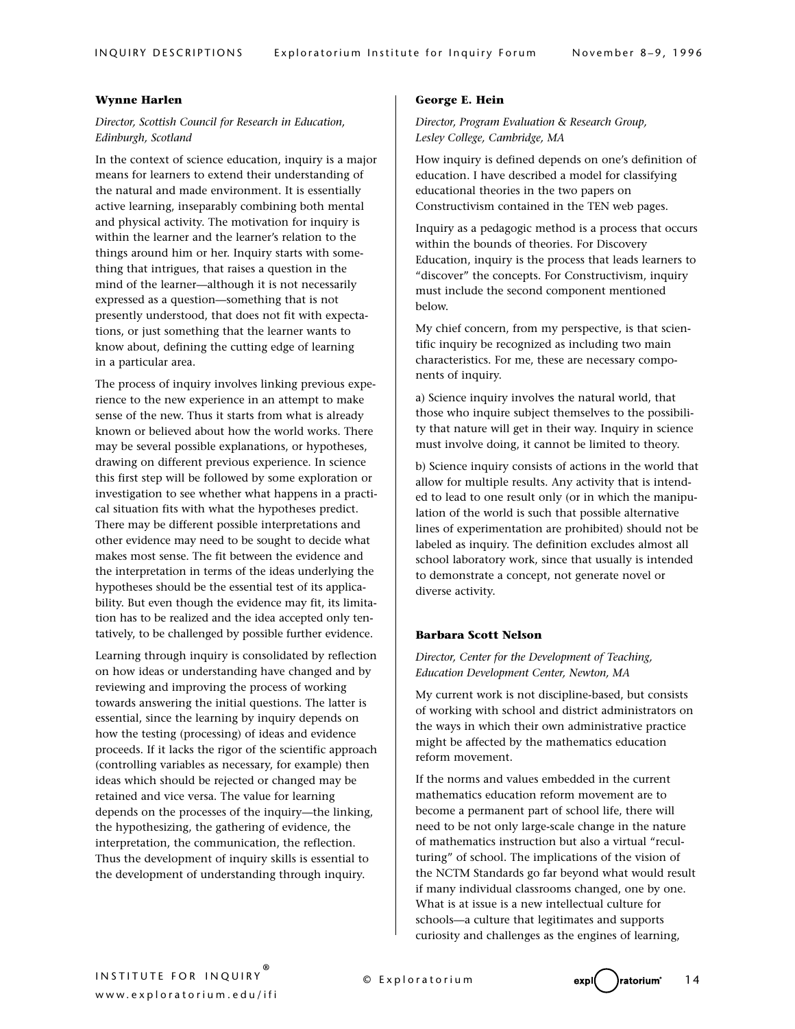**Wynne Harlen**

*Director, Scottish Council for Research in Education, Edinburgh, Scotland*

In the context of science education, inquiry is a major means for learners to extend their understanding of the natural and made environment. It is essentially active learning, inseparably combining both mental and physical activity. The motivation for inquiry is within the learner and the learner's relation to the things around him or her. Inquiry starts with something that intrigues, that raises a question in the mind of the learner—although it is not necessarily expressed as a question—something that is not presently understood, that does not fit with expectations, or just something that the learner wants to know about, defining the cutting edge of learning in a particular area.

The process of inquiry involves linking previous experience to the new experience in an attempt to make sense of the new. Thus it starts from what is already known or believed about how the world works. There may be several possible explanations, or hypotheses, drawing on different previous experience. In science this first step will be followed by some exploration or investigation to see whether what happens in a practical situation fits with what the hypotheses predict. There may be different possible interpretations and other evidence may need to be sought to decide what makes most sense. The fit between the evidence and the interpretation in terms of the ideas underlying the hypotheses should be the essential test of its applicability. But even though the evidence may fit, its limitation has to be realized and the idea accepted only tentatively, to be challenged by possible further evidence.

Learning through inquiry is consolidated by reflection on how ideas or understanding have changed and by reviewing and improving the process of working towards answering the initial questions. The latter is essential, since the learning by inquiry depends on how the testing (processing) of ideas and evidence proceeds. If it lacks the rigor of the scientific approach (controlling variables as necessary, for example) then ideas which should be rejected or changed may be retained and vice versa. The value for learning depends on the processes of the inquiry—the linking, the hypothesizing, the gathering of evidence, the interpretation, the communication, the reflection. Thus the development of inquiry skills is essential to the development of understanding through inquiry.

**George E. Hein**

*Director, Program Evaluation & Research Group, Lesley College, Cambridge, MA*

How inquiry is defined depends on one's definition of education. I have described a model for classifying educational theories in the two papers on Constructivism contained in the TEN web pages.

Inquiry as a pedagogic method is a process that occurs within the bounds of theories. For Discovery Education, inquiry is the process that leads learners to "discover" the concepts. For Constructivism, inquiry must include the second component mentioned below.

My chief concern, from my perspective, is that scientific inquiry be recognized as including two main characteristics. For me, these are necessary components of inquiry.

a) Science inquiry involves the natural world, that those who inquire subject themselves to the possibility that nature will get in their way. Inquiry in science must involve doing, it cannot be limited to theory.

b) Science inquiry consists of actions in the world that allow for multiple results. Any activity that is intended to lead to one result only (or in which the manipulation of the world is such that possible alternative lines of experimentation are prohibited) should not be labeled as inquiry. The definition excludes almost all school laboratory work, since that usually is intended to demonstrate a concept, not generate novel or diverse activity.

**Barbara Scott Nelson**

*Director, Center for the Development of Teaching, Education Development Center, Newton, MA*

My current work is not discipline-based, but consists of working with school and district administrators on the ways in which their own administrative practice might be affected by the mathematics education reform movement.

If the norms and values embedded in the current mathematics education reform movement are to become a permanent part of school life, there will need to be not only large-scale change in the nature of mathematics instruction but also a virtual "reculturing" of school. The implications of the vision of the NCTM Standards go far beyond what would result if many individual classrooms changed, one by one. What is at issue is a new intellectual culture for schools—a culture that legitimates and supports curiosity and challenges as the engines of learning,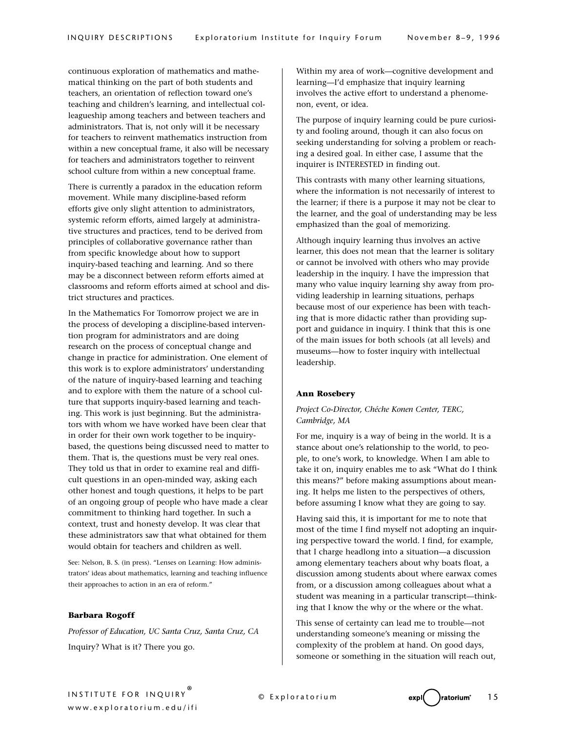continuous exploration of mathematics and mathematical thinking on the part of both students and teachers, an orientation of reflection toward one's teaching and children's learning, and intellectual colleagueship among teachers and between teachers and administrators. That is, not only will it be necessary for teachers to reinvent mathematics instruction from within a new conceptual frame, it also will be necessary for teachers and administrators together to reinvent school culture from within a new conceptual frame.

There is currently a paradox in the education reform movement. While many discipline-based reform efforts give only slight attention to administrators, systemic reform efforts, aimed largely at administrative structures and practices, tend to be derived from principles of collaborative governance rather than from specific knowledge about how to support inquiry-based teaching and learning. And so there may be a disconnect between reform efforts aimed at classrooms and reform efforts aimed at school and district structures and practices.

In the Mathematics For Tomorrow project we are in the process of developing a discipline-based intervention program for administrators and are doing research on the process of conceptual change and change in practice for administration. One element of this work is to explore administrators' understanding of the nature of inquiry-based learning and teaching and to explore with them the nature of a school culture that supports inquiry-based learning and teaching. This work is just beginning. But the administrators with whom we have worked have been clear that in order for their own work together to be inquiry-based, the questions being discussed need to matter to them. That is, the questions must be very real ones. They told us that in order to examine real and difficult questions in an open-minded way, asking each other honest and tough questions, it helps to be part of an ongoing group of people who have made a clear commitment to thinking hard together. In such a context, trust and honesty develop. It was clear that these administrators saw that what obtained for them would obtain for teachers and children as well.

See: Nelson, B. S. (in press). "Lenses on Learning: How administrators' ideas about mathematics, learning and teaching influence their approaches to action in an era of reform."

### Barbara Rogoff

*Professor of Education, UC Santa Cruz, Santa Cruz, CA*

Inquiry? What is it? There you go.

Within my area of work—cognitive development and learning—I'd emphasize that inquiry learning involves the active effort to understand a phenomenon, event, or idea.

The purpose of inquiry learning could be pure curiosity and fooling around, though it can also focus on seeking understanding for solving a problem or reaching a desired goal. In either case, I assume that the inquirer is INTERESTED in finding out.

This contrasts with many other learning situations, where the information is not necessarily of interest to the learner; if there is a purpose it may not be clear to the learner, and the goal of understanding may be less emphasized than the goal of memorizing.

Although inquiry learning thus involves an active learner, this does not mean that the learner is solitary or cannot be involved with others who may provide leadership in the inquiry. I have the impression that many who value inquiry learning shy away from providing leadership in learning situations, perhaps because most of our experience has been with teaching that is more didactic rather than providing support and guidance in inquiry. I think that this is one of the main issues for both schools (at all levels) and museums—how to foster inquiry with intellectual leadership.

### Ann Rosebery

*Project Co-Director, Chéche Konen Center, TERC, Cambridge, MA*

For me, inquiry is a way of being in the world. It is a stance about one's relationship to the world, to people, to one's work, to knowledge. When I am able to take it on, inquiry enables me to ask "What do I think this means?" before making assumptions about meaning. It helps me listen to the perspectives of others, before assuming I know what they are going to say.

Having said this, it is important for me to note that most of the time I find myself not adopting an inquiring perspective toward the world. I find, for example, that I charge headlong into a situation—a discussion among elementary teachers about why boats float, a discussion among students about where earwax comes from, or a discussion among colleagues about what a student was meaning in a particular transcript—thinking that I know the why or the where or the what.

This sense of certainty can lead me to trouble—not understanding someone's meaning or missing the complexity of the problem at hand. On good days, someone or something in the situation will reach out,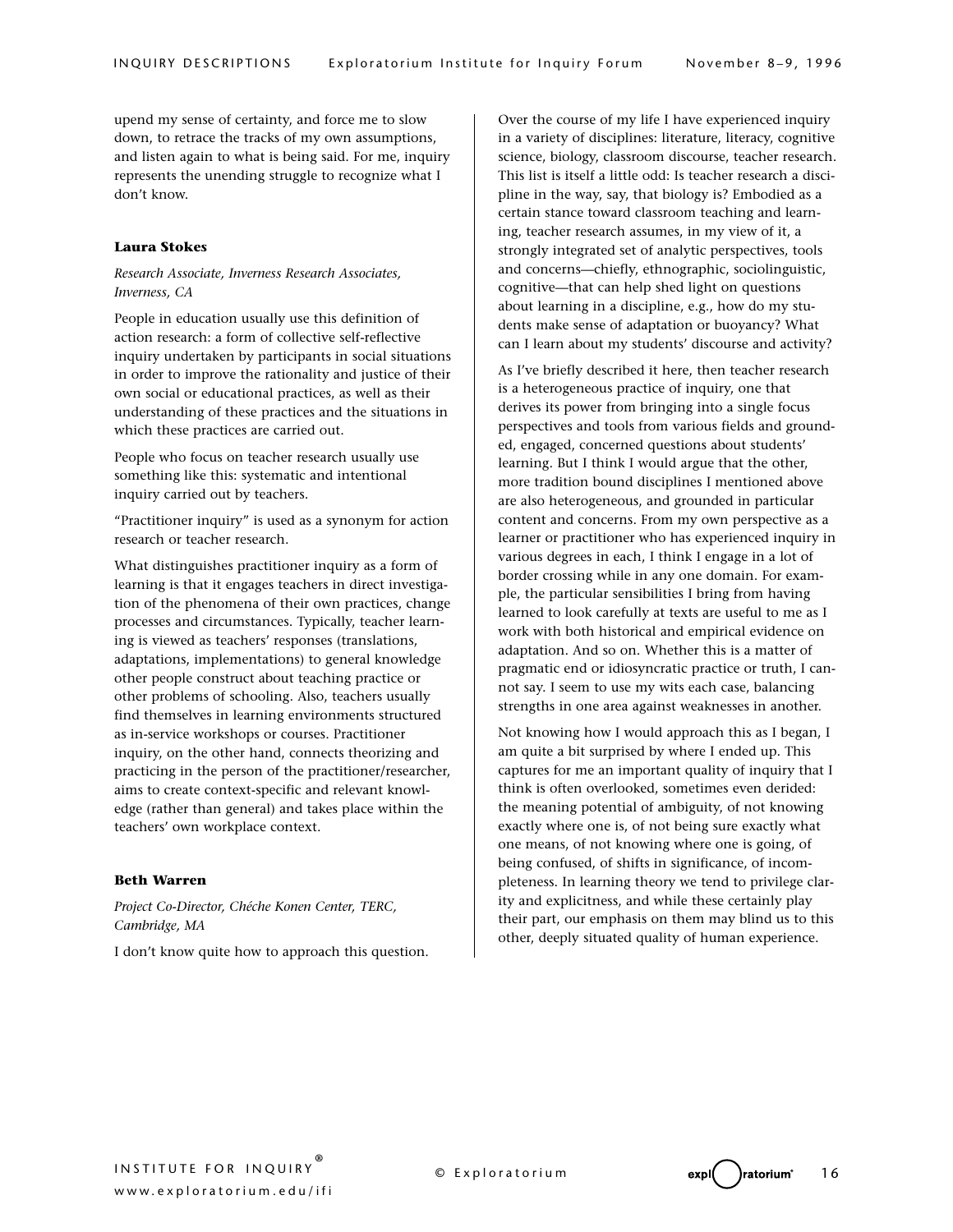upend my sense of certainty, and force me to slow down, to retrace the tracks of my own assumptions, and listen again to what is being said. For me, inquiry represents the unending struggle to recognize what I don't know.

### Laura Stokes

*Research Associate, Inverness Research Associates, Inverness, CA*

People in education usually use this definition of action research: a form of collective self-reflective inquiry undertaken by participants in social situations in order to improve the rationality and justice of their own social or educational practices, as well as their understanding of these practices and the situations in which these practices are carried out.

People who focus on teacher research usually use something like this: systematic and intentional inquiry carried out by teachers.

"Practitioner inquiry" is used as a synonym for action research or teacher research.

What distinguishes practitioner inquiry as a form of learning is that it engages teachers in direct investigation of the phenomena of their own practices, change processes and circumstances. Typically, teacher learning is viewed as teachers' responses (translations, adaptations, implementations) to general knowledge other people construct about teaching practice or other problems of schooling. Also, teachers usually find themselves in learning environments structured as in-service workshops or courses. Practitioner inquiry, on the other hand, connects theorizing and practicing in the person of the practitioner/researcher, aims to create context-specific and relevant knowledge (rather than general) and takes place within the teachers' own workplace context.

### Beth Warren

*Project Co-Director, Chéche Konen Center, TERC, Cambridge, MA*

I don't know quite how to approach this question. Over the course of my life I have experienced inquiry in a variety of disciplines: literature, literacy, cognitive science, biology, classroom discourse, teacher research. This list is itself a little odd: Is teacher research a discipline in the way, say, that biology is? Embodied as a certain stance toward classroom teaching and learning, teacher research assumes, in my view of it, a strongly integrated set of analytic perspectives, tools and concerns—chiefly, ethnographic, sociolinguistic, cognitive—that can help shed light on questions about learning in a discipline, e.g., how do my students make sense of adaptation or buoyancy? What can I learn about my students' discourse and activity?

As I've briefly described it here, then teacher research is a heterogeneous practice of inquiry, one that derives its power from bringing into a single focus perspectives and tools from various fields and grounded, engaged, concerned questions about students' learning. But I think I would argue that the other, more tradition bound disciplines I mentioned above are also heterogeneous, and grounded in particular content and concerns. From my own perspective as a learner or practitioner who has experienced inquiry in various degrees in each, I think I engage in a lot of border crossing while in any one domain. For example, the particular sensibilities I bring from having learned to look carefully at texts are useful to me as I work with both historical and empirical evidence on adaptation. And so on. Whether this is a matter of pragmatic end or idiosyncratic practice or truth, I cannot say. I seem to use my wits each case, balancing strengths in one area against weaknesses in another.

Not knowing how I would approach this as I began, I am quite a bit surprised by where I ended up. This captures for me an important quality of inquiry that I think is often overlooked, sometimes even derided: the meaning potential of ambiguity, of not knowing exactly where one is, of not being sure exactly what one means, of not knowing where one is going, of being confused, of shifts in significance, of incompleteness. In learning theory we tend to privilege clarity and explicitness, and while these certainly play their part, our emphasis on them may blind us to this other, deeply situated quality of human experience.